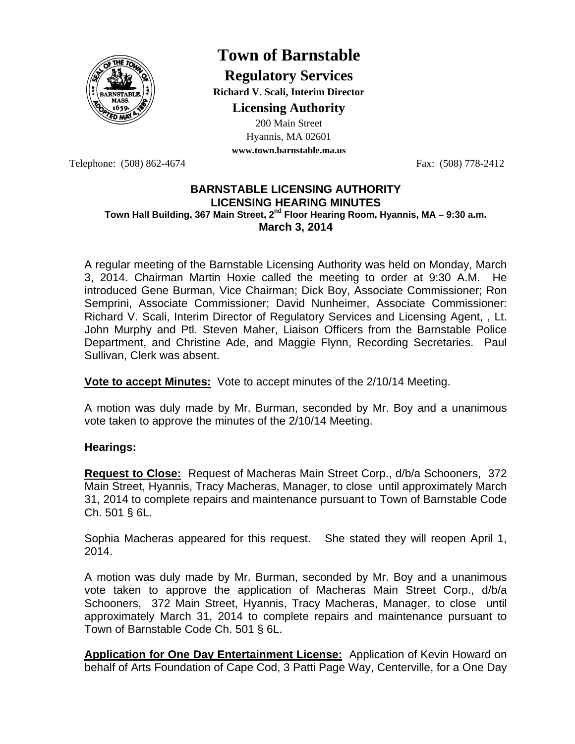# Town of Barnstable

## Regulatory Services

**Richard V. Scali, Interim Director**

## Licensing Authority

200 Main Street
Hyannis, MA 02601
**www.town.barnstable.ma.us**

Telephone: (508) 862-4674 Fax: (508) 778-2412

**BARNSTABLE LICENSING AUTHORITY**
**LICENSING HEARING MINUTES**
**Town Hall Building, 367 Main Street, 2nd Floor Hearing Room, Hyannis, MA – 9:30 a.m.**
**March 3, 2014**

A regular meeting of the Barnstable Licensing Authority was held on Monday, March 3, 2014. Chairman Martin Hoxie called the meeting to order at 9:30 A.M. He introduced Gene Burman, Vice Chairman; Dick Boy, Associate Commissioner; Ron Semprini, Associate Commissioner; David Nunheimer, Associate Commissioner: Richard V. Scali, Interim Director of Regulatory Services and Licensing Agent, , Lt. John Murphy and Ptl. Steven Maher, Liaison Officers from the Barnstable Police Department, and Christine Ade, and Maggie Flynn, Recording Secretaries. Paul Sullivan, Clerk was absent.

**Vote to accept Minutes:** Vote to accept minutes of the 2/10/14 Meeting.

A motion was duly made by Mr. Burman, seconded by Mr. Boy and a unanimous vote taken to approve the minutes of the 2/10/14 Meeting.

**Hearings:**

**Request to Close:** Request of Macheras Main Street Corp., d/b/a Schooners, 372 Main Street, Hyannis, Tracy Macheras, Manager, to close until approximately March 31, 2014 to complete repairs and maintenance pursuant to Town of Barnstable Code Ch. 501 § 6L.

Sophia Macheras appeared for this request. She stated they will reopen April 1, 2014.

A motion was duly made by Mr. Burman, seconded by Mr. Boy and a unanimous vote taken to approve the application of Macheras Main Street Corp., d/b/a Schooners, 372 Main Street, Hyannis, Tracy Macheras, Manager, to close until approximately March 31, 2014 to complete repairs and maintenance pursuant to Town of Barnstable Code Ch. 501 § 6L.

**Application for One Day Entertainment License:** Application of Kevin Howard on behalf of Arts Foundation of Cape Cod, 3 Patti Page Way, Centerville, for a One Day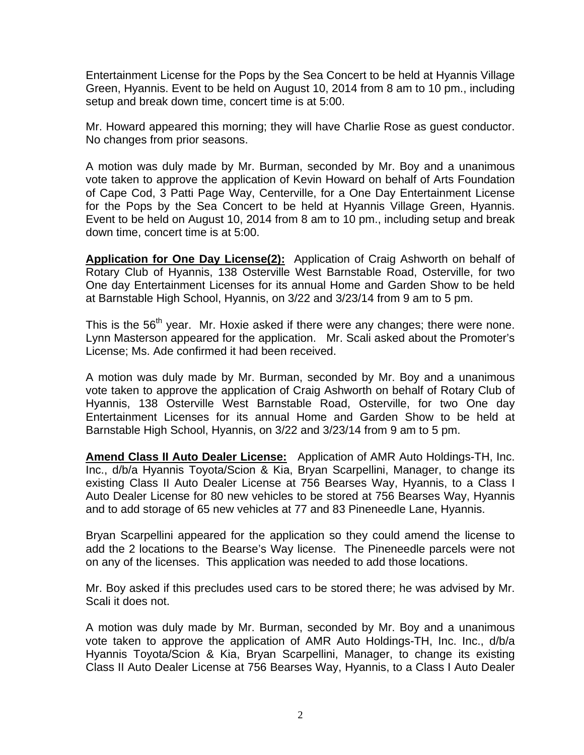Entertainment License for the Pops by the Sea Concert to be held at Hyannis Village Green, Hyannis. Event to be held on August 10, 2014 from 8 am to 10 pm., including setup and break down time, concert time is at 5:00.

Mr. Howard appeared this morning; they will have Charlie Rose as guest conductor. No changes from prior seasons.

A motion was duly made by Mr. Burman, seconded by Mr. Boy and a unanimous vote taken to approve the application of Kevin Howard on behalf of Arts Foundation of Cape Cod, 3 Patti Page Way, Centerville, for a One Day Entertainment License for the Pops by the Sea Concert to be held at Hyannis Village Green, Hyannis. Event to be held on August 10, 2014 from 8 am to 10 pm., including setup and break down time, concert time is at 5:00.

**Application for One Day License(2):** Application of Craig Ashworth on behalf of Rotary Club of Hyannis, 138 Osterville West Barnstable Road, Osterville, for two One day Entertainment Licenses for its annual Home and Garden Show to be held at Barnstable High School, Hyannis, on 3/22 and 3/23/14 from 9 am to 5 pm.

This is the 56th year. Mr. Hoxie asked if there were any changes; there were none. Lynn Masterson appeared for the application. Mr. Scali asked about the Promoter's License; Ms. Ade confirmed it had been received.

A motion was duly made by Mr. Burman, seconded by Mr. Boy and a unanimous vote taken to approve the application of Craig Ashworth on behalf of Rotary Club of Hyannis, 138 Osterville West Barnstable Road, Osterville, for two One day Entertainment Licenses for its annual Home and Garden Show to be held at Barnstable High School, Hyannis, on 3/22 and 3/23/14 from 9 am to 5 pm.

**Amend Class II Auto Dealer License:** Application of AMR Auto Holdings-TH, Inc. Inc., d/b/a Hyannis Toyota/Scion & Kia, Bryan Scarpellini, Manager, to change its existing Class II Auto Dealer License at 756 Bearses Way, Hyannis, to a Class I Auto Dealer License for 80 new vehicles to be stored at 756 Bearses Way, Hyannis and to add storage of 65 new vehicles at 77 and 83 Pineneedle Lane, Hyannis.

Bryan Scarpellini appeared for the application so they could amend the license to add the 2 locations to the Bearse's Way license. The Pineneedle parcels were not on any of the licenses. This application was needed to add those locations.

Mr. Boy asked if this precludes used cars to be stored there; he was advised by Mr. Scali it does not.

A motion was duly made by Mr. Burman, seconded by Mr. Boy and a unanimous vote taken to approve the application of AMR Auto Holdings-TH, Inc. Inc., d/b/a Hyannis Toyota/Scion & Kia, Bryan Scarpellini, Manager, to change its existing Class II Auto Dealer License at 756 Bearses Way, Hyannis, to a Class I Auto Dealer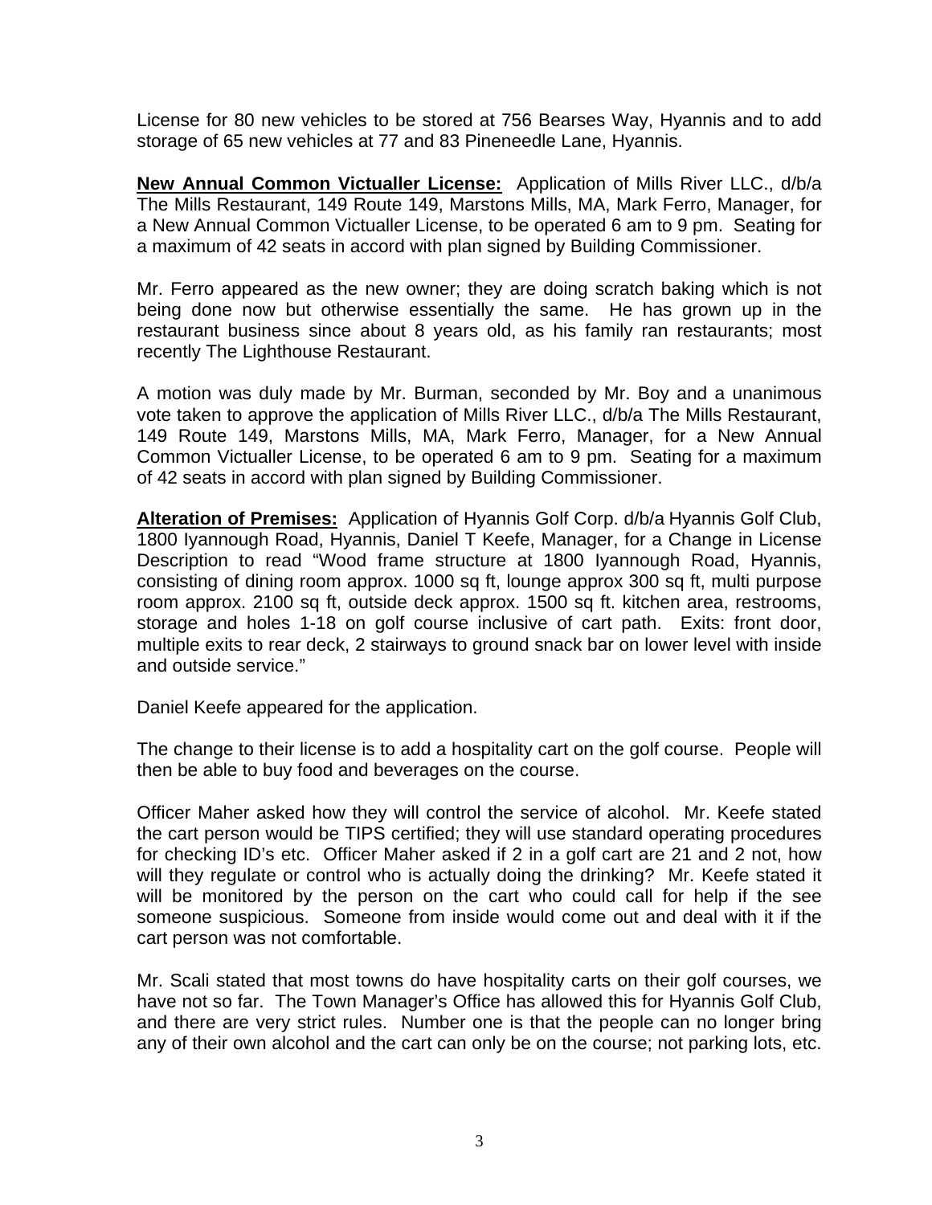License for 80 new vehicles to be stored at 756 Bearses Way, Hyannis and to add storage of 65 new vehicles at 77 and 83 Pineneedle Lane, Hyannis.

**New Annual Common Victualler License:** Application of Mills River LLC., d/b/a The Mills Restaurant, 149 Route 149, Marstons Mills, MA, Mark Ferro, Manager, for a New Annual Common Victualler License, to be operated 6 am to 9 pm. Seating for a maximum of 42 seats in accord with plan signed by Building Commissioner.

Mr. Ferro appeared as the new owner; they are doing scratch baking which is not being done now but otherwise essentially the same. He has grown up in the restaurant business since about 8 years old, as his family ran restaurants; most recently The Lighthouse Restaurant.

A motion was duly made by Mr. Burman, seconded by Mr. Boy and a unanimous vote taken to approve the application of Mills River LLC., d/b/a The Mills Restaurant, 149 Route 149, Marstons Mills, MA, Mark Ferro, Manager, for a New Annual Common Victualler License, to be operated 6 am to 9 pm. Seating for a maximum of 42 seats in accord with plan signed by Building Commissioner.

**Alteration of Premises:** Application of Hyannis Golf Corp. d/b/a Hyannis Golf Club, 1800 Iyannough Road, Hyannis, Daniel T Keefe, Manager, for a Change in License Description to read "Wood frame structure at 1800 Iyannough Road, Hyannis, consisting of dining room approx. 1000 sq ft, lounge approx 300 sq ft, multi purpose room approx. 2100 sq ft, outside deck approx. 1500 sq ft. kitchen area, restrooms, storage and holes 1-18 on golf course inclusive of cart path. Exits: front door, multiple exits to rear deck, 2 stairways to ground snack bar on lower level with inside and outside service."

Daniel Keefe appeared for the application.

The change to their license is to add a hospitality cart on the golf course. People will then be able to buy food and beverages on the course.

Officer Maher asked how they will control the service of alcohol. Mr. Keefe stated the cart person would be TIPS certified; they will use standard operating procedures for checking ID's etc. Officer Maher asked if 2 in a golf cart are 21 and 2 not, how will they regulate or control who is actually doing the drinking? Mr. Keefe stated it will be monitored by the person on the cart who could call for help if the see someone suspicious. Someone from inside would come out and deal with it if the cart person was not comfortable.

Mr. Scali stated that most towns do have hospitality carts on their golf courses, we have not so far. The Town Manager's Office has allowed this for Hyannis Golf Club, and there are very strict rules. Number one is that the people can no longer bring any of their own alcohol and the cart can only be on the course; not parking lots, etc.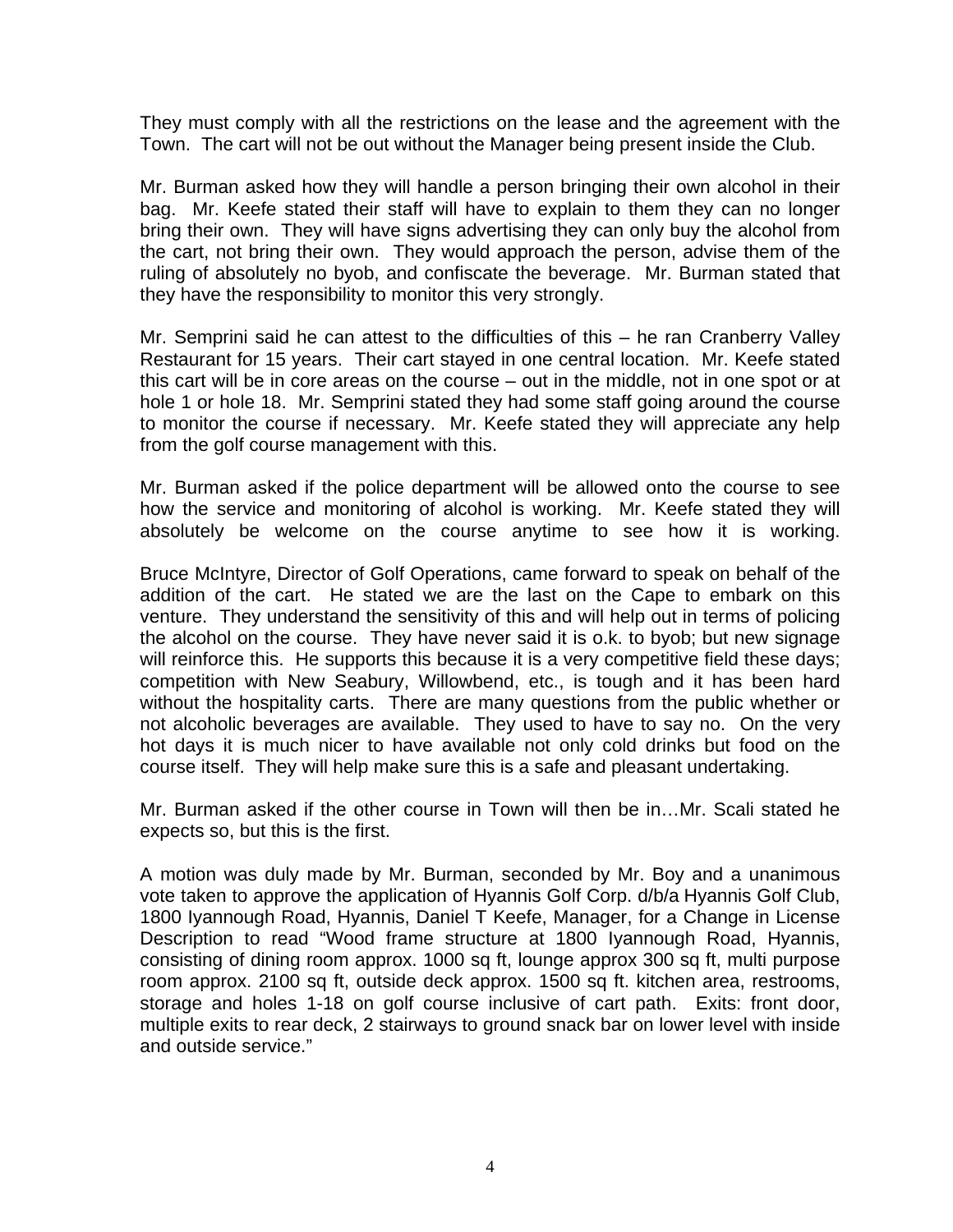They must comply with all the restrictions on the lease and the agreement with the Town. The cart will not be out without the Manager being present inside the Club.

Mr. Burman asked how they will handle a person bringing their own alcohol in their bag. Mr. Keefe stated their staff will have to explain to them they can no longer bring their own. They will have signs advertising they can only buy the alcohol from the cart, not bring their own. They would approach the person, advise them of the ruling of absolutely no byob, and confiscate the beverage. Mr. Burman stated that they have the responsibility to monitor this very strongly.

Mr. Semprini said he can attest to the difficulties of this – he ran Cranberry Valley Restaurant for 15 years. Their cart stayed in one central location. Mr. Keefe stated this cart will be in core areas on the course – out in the middle, not in one spot or at hole 1 or hole 18. Mr. Semprini stated they had some staff going around the course to monitor the course if necessary. Mr. Keefe stated they will appreciate any help from the golf course management with this.

Mr. Burman asked if the police department will be allowed onto the course to see how the service and monitoring of alcohol is working. Mr. Keefe stated they will absolutely be welcome on the course anytime to see how it is working.

Bruce McIntyre, Director of Golf Operations, came forward to speak on behalf of the addition of the cart. He stated we are the last on the Cape to embark on this venture. They understand the sensitivity of this and will help out in terms of policing the alcohol on the course. They have never said it is o.k. to byob; but new signage will reinforce this. He supports this because it is a very competitive field these days; competition with New Seabury, Willowbend, etc., is tough and it has been hard without the hospitality carts. There are many questions from the public whether or not alcoholic beverages are available. They used to have to say no. On the very hot days it is much nicer to have available not only cold drinks but food on the course itself. They will help make sure this is a safe and pleasant undertaking.

Mr. Burman asked if the other course in Town will then be in…Mr. Scali stated he expects so, but this is the first.

A motion was duly made by Mr. Burman, seconded by Mr. Boy and a unanimous vote taken to approve the application of Hyannis Golf Corp. d/b/a Hyannis Golf Club, 1800 Iyannough Road, Hyannis, Daniel T Keefe, Manager, for a Change in License Description to read "Wood frame structure at 1800 Iyannough Road, Hyannis, consisting of dining room approx. 1000 sq ft, lounge approx 300 sq ft, multi purpose room approx. 2100 sq ft, outside deck approx. 1500 sq ft. kitchen area, restrooms, storage and holes 1-18 on golf course inclusive of cart path. Exits: front door, multiple exits to rear deck, 2 stairways to ground snack bar on lower level with inside and outside service."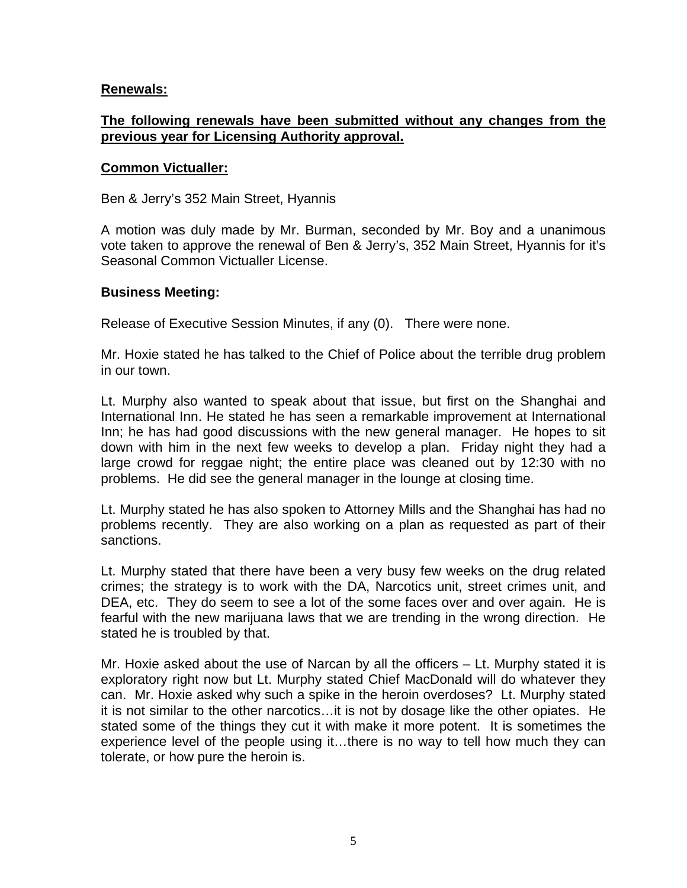**Renewals:**

**The following renewals have been submitted without any changes from the previous year for Licensing Authority approval.**

**Common Victualler:**

Ben & Jerry's 352 Main Street, Hyannis

A motion was duly made by Mr. Burman, seconded by Mr. Boy and a unanimous vote taken to approve the renewal of Ben & Jerry's, 352 Main Street, Hyannis for it's Seasonal Common Victualler License.

**Business Meeting:**

Release of Executive Session Minutes, if any (0). There were none.

Mr. Hoxie stated he has talked to the Chief of Police about the terrible drug problem in our town.

Lt. Murphy also wanted to speak about that issue, but first on the Shanghai and International Inn. He stated he has seen a remarkable improvement at International Inn; he has had good discussions with the new general manager. He hopes to sit down with him in the next few weeks to develop a plan. Friday night they had a large crowd for reggae night; the entire place was cleaned out by 12:30 with no problems. He did see the general manager in the lounge at closing time.

Lt. Murphy stated he has also spoken to Attorney Mills and the Shanghai has had no problems recently. They are also working on a plan as requested as part of their sanctions.

Lt. Murphy stated that there have been a very busy few weeks on the drug related crimes; the strategy is to work with the DA, Narcotics unit, street crimes unit, and DEA, etc. They do seem to see a lot of the some faces over and over again. He is fearful with the new marijuana laws that we are trending in the wrong direction. He stated he is troubled by that.

Mr. Hoxie asked about the use of Narcan by all the officers – Lt. Murphy stated it is exploratory right now but Lt. Murphy stated Chief MacDonald will do whatever they can. Mr. Hoxie asked why such a spike in the heroin overdoses? Lt. Murphy stated it is not similar to the other narcotics…it is not by dosage like the other opiates. He stated some of the things they cut it with make it more potent. It is sometimes the experience level of the people using it…there is no way to tell how much they can tolerate, or how pure the heroin is.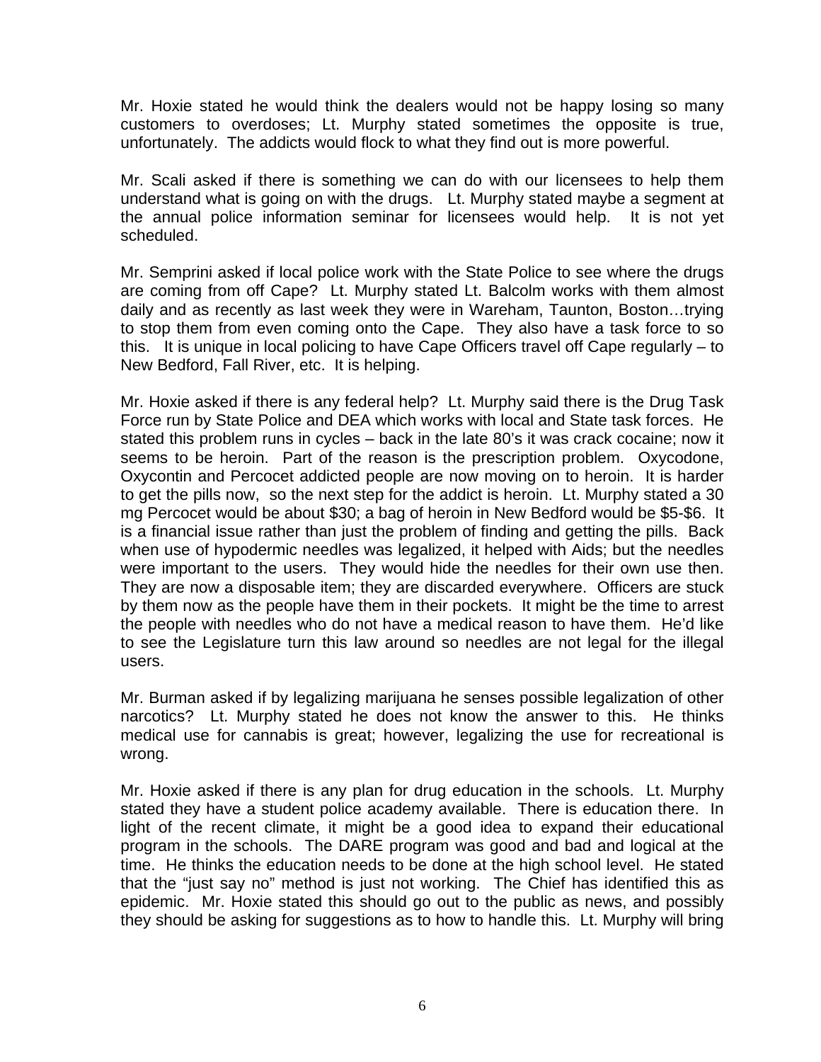Mr. Hoxie stated he would think the dealers would not be happy losing so many customers to overdoses; Lt. Murphy stated sometimes the opposite is true, unfortunately. The addicts would flock to what they find out is more powerful.

Mr. Scali asked if there is something we can do with our licensees to help them understand what is going on with the drugs. Lt. Murphy stated maybe a segment at the annual police information seminar for licensees would help. It is not yet scheduled.

Mr. Semprini asked if local police work with the State Police to see where the drugs are coming from off Cape? Lt. Murphy stated Lt. Balcolm works with them almost daily and as recently as last week they were in Wareham, Taunton, Boston…trying to stop them from even coming onto the Cape. They also have a task force to so this. It is unique in local policing to have Cape Officers travel off Cape regularly – to New Bedford, Fall River, etc. It is helping.

Mr. Hoxie asked if there is any federal help? Lt. Murphy said there is the Drug Task Force run by State Police and DEA which works with local and State task forces. He stated this problem runs in cycles – back in the late 80's it was crack cocaine; now it seems to be heroin. Part of the reason is the prescription problem. Oxycodone, Oxycontin and Percocet addicted people are now moving on to heroin. It is harder to get the pills now, so the next step for the addict is heroin. Lt. Murphy stated a 30 mg Percocet would be about $30; a bag of heroin in New Bedford would be $5-$6. It is a financial issue rather than just the problem of finding and getting the pills. Back when use of hypodermic needles was legalized, it helped with Aids; but the needles were important to the users. They would hide the needles for their own use then. They are now a disposable item; they are discarded everywhere. Officers are stuck by them now as the people have them in their pockets. It might be the time to arrest the people with needles who do not have a medical reason to have them. He'd like to see the Legislature turn this law around so needles are not legal for the illegal users.

Mr. Burman asked if by legalizing marijuana he senses possible legalization of other narcotics? Lt. Murphy stated he does not know the answer to this. He thinks medical use for cannabis is great; however, legalizing the use for recreational is wrong.

Mr. Hoxie asked if there is any plan for drug education in the schools. Lt. Murphy stated they have a student police academy available. There is education there. In light of the recent climate, it might be a good idea to expand their educational program in the schools. The DARE program was good and bad and logical at the time. He thinks the education needs to be done at the high school level. He stated that the "just say no" method is just not working. The Chief has identified this as epidemic. Mr. Hoxie stated this should go out to the public as news, and possibly they should be asking for suggestions as to how to handle this. Lt. Murphy will bring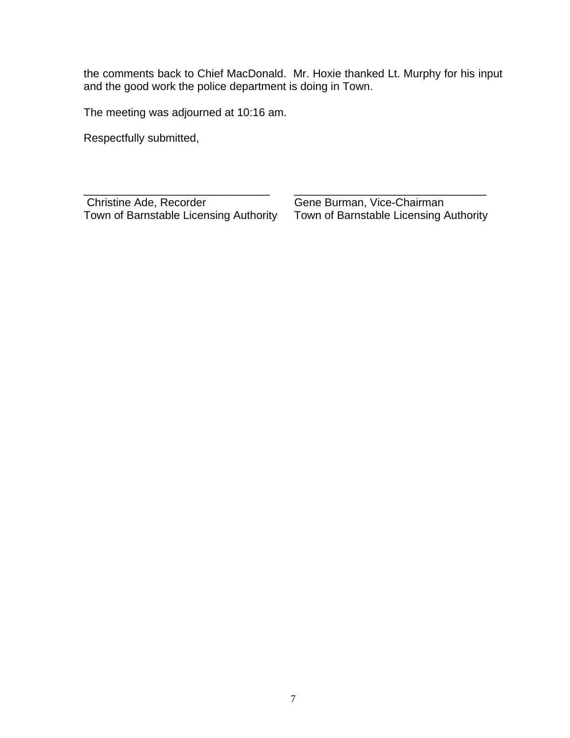the comments back to Chief MacDonald. Mr. Hoxie thanked Lt. Murphy for his input and the good work the police department is doing in Town.

The meeting was adjourned at 10:16 am.

Respectfully submitted,

| | |
|---|---|
| ______________________________ | ______________________________ |
| Christine Ade, Recorder | Gene Burman, Vice-Chairman |
| Town of Barnstable Licensing Authority | Town of Barnstable Licensing Authority |